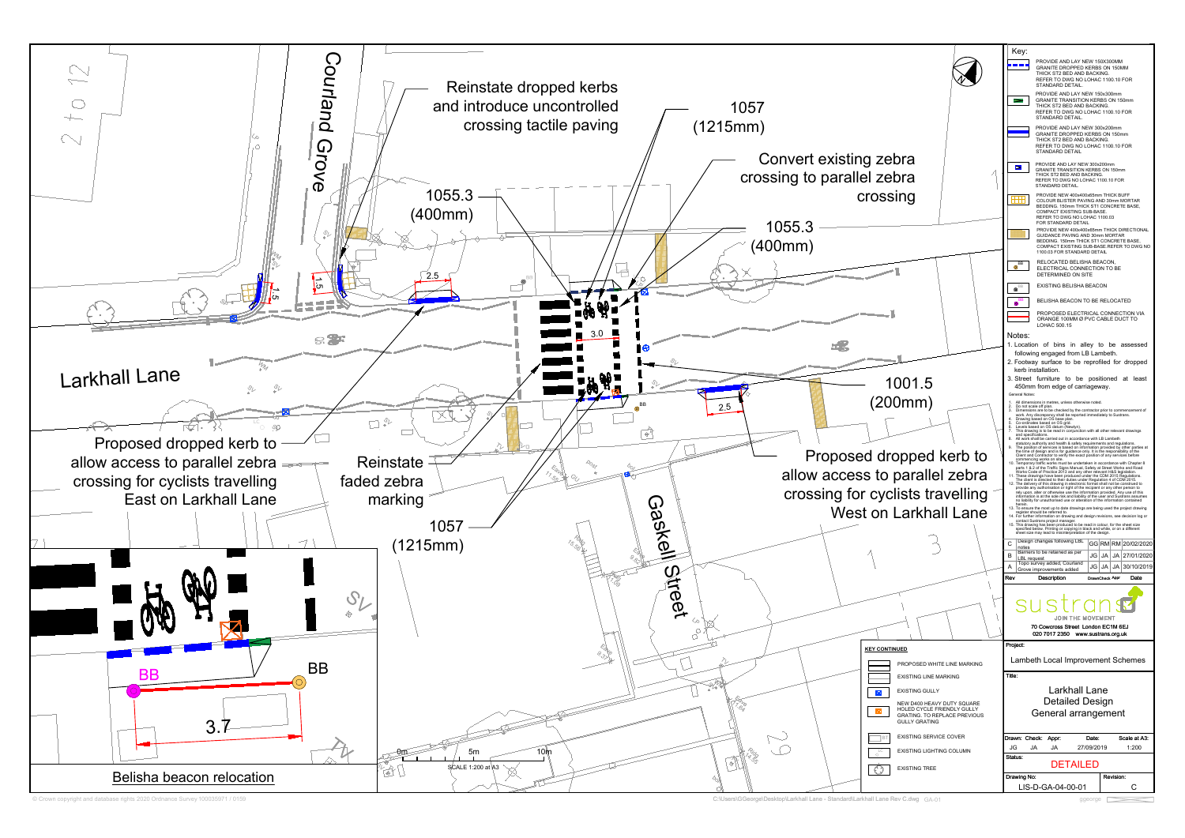Courland Grove

Larkhall Lane

Gaskell Street

2 to 12

Reinstate dropped kerbs and introduce uncontrolled crossing tactile paving

1057 (1215mm)

Convert existing zebra crossing to parallel zebra crossing

1055.3 (400mm)

1055.3 (400mm)

1001.5 (200mm)

Proposed dropped kerb to allow access to parallel zebra crossing for cyclists travelling East on Larkhall Lane

Reinstate faded zebra marking

1057 (1215mm)

Proposed dropped kerb to allow access to parallel zebra crossing for cyclists travelling West on Larkhall Lane

2.5

3.0

2.5

1.5

1.5

BB

BB

3.7

Belisha beacon relocation

0m 5m 10m

SCALE 1:200 at A3

## Key:

- PROVIDE AND LAY NEW 150X300MM GRANITE DROPPED KERBS ON 150MM THICK ST2 BED AND BACKING. REFER TO DWG NO LOHAC 1100.10 FOR STANDARD DETAIL.
- PROVIDE AND LAY NEW 150x300mm GRANITE TRANSITION KERBS ON 150mm THICK ST2 BED AND BACKING. REFER TO DWG NO LOHAC 1100.10 FOR STANDARD DETAIL.
- PROVIDE AND LAY NEW 300x200mm GRANITE DROPPED KERBS ON 150mm THICK ST2 BED AND BACKING. REFER TO DWG NO LOHAC 1100.10 FOR STANDARD DETAIL.
- PROVIDE AND LAY NEW 300x200mm GRANITE TRANSITION KERBS ON 150mm THICK ST2 BED AND BACKING. REFER TO DWG NO LOHAC 1100.10 FOR STANDARD DETAIL.
- PROVIDE NEW 400x400x65mm THICK BUFF COLOUR BLISTER PAVING AND 30mm MORTAR BEDDING. 150mm THICK ST1 CONCRETE BASE, COMPACT EXISTING SUB-BASE. REFER TO DWG NO LOHAC 1100.03 FOR STANDARD DETAIL
- PROVIDE NEW 400x400x65mm THICK DIRECTIONAL GUIDANCE PAVING AND 30mm MORTAR BEDDING. 150mm THICK ST1 CONCRETE BASE, COMPACT EXISTING SUB-BASE. REFER TO DWG NO 1100.03 FOR STANDARD DETAIL.
- RELOCATED BELISHA BEACON, ELECTRICAL CONNECTION TO BE DETERMINED ON SITE
- EXISTING BELISHA BEACON
- BELISHA BEACON TO BE RELOCATED
- PROPOSED ELECTRICAL CONNECTION VIA ORANGE 100MM Ø PVC CABLE DUCT TO LOHAC 500.15

## Notes:

1. Location of bins in alley to be assessed following engaged from LB Lambeth.
2. Footway surface to be reprofiled for dropped kerb installation.
3. Street furniture to be positioned at least 450mm from edge of carriageway.

General Notes:

1. All dimensions in metres, unless otherwise noted.
2. Do not scale off plan.
3. Dimensions are to be checked by the contractor prior to commencement of work. Any discrepancy shall be reported immediately to Sustrans.
4. Drawing based on OS base plan.
5. Co-ordinates based on OS grid.
6. Levels based on OS datum (Newlyn).
7. This drawing is to be read in conjunction with all other relevant drawings and specifications.
8. All work shall be carried out in accordance with LB Lambeth statutory authority and health & safety requirements and regulations.
9. The position of services is based on information provided by other parties at the time of design and is for guidance only. It is the responsibility of the Client and Contractor to verify the exact position of any services before commencing works on site.
10. Temporary traffic works must be undertaken in accordance with Chapter 8 parts 1 & 2 of the Traffic Signs Manual, Safety at Street Works and Road Works Code of Practice 2013 and any other relevant H&S legislation.
11. These drawings have been produced under the CDM 2015 Regulations. The client is directed to their duties under Regulation 4 of CDM 2015.
12. The delivery of this drawing in electronic format shall not be construed to provide any authorisation or right of the recipient or any other person to rely upon, alter or otherwise use the information provided. Any use of this information is at the sole risk and liability of the user and Sustrans assumes no liability for unauthorised use or alteration of the information contained herein.
13. To ensure the most up to date drawings are being used the project drawing register should be referred to.
14. For further information on drawing and design revisions, see decision log or contact Sustrans project manager.
15. This drawing has been produced to be read in colour, for the sheet size specified below. Printing or copying in black and white, or on a different sheet size may lead to misinterpretation of the design.

| Rev | Description | Drawn | Check | Appr | Date |
|---|---|---|---|---|---|
| C | Design changes following LBL notes | GG | RM | RM | 20/02/2020 |
| B | Barriers to be retained as per LBL request | JG | JA | JA | 27/01/2020 |
| A | Topo survey added, Courtland Grove improvements added | JG | JA | JA | 30/10/2019 |

sustrans
JOIN THE MOVEMENT
70 Cowcross Street London EC1M 6EJ
020 7017 2350 www.sustrans.org.uk

Project: Lambeth Local Improvement Schemes

Title: Larkhall Lane Detailed Design General arrangement

| Drawn: | Check: | Appr: | Date: | Scale at A3: |
|---|---|---|---|---|
| JG | JA | JA | 27/09/2019 | 1:200 |

Status: DETAILED

Drawing No: LIS-D-GA-04-00-01

Revision: C

## KEY CONTINUED

- PROPOSED WHITE LINE MARKING
- EXISTING LINE MARKING
- EXISTING GULLY
- NEW D400 HEAVY DUTY SQUARE HOLED CYCLE FRIENDLY GULLY GRATING TO REPLACE PREVIOUS GULLY GRATING
- EXISTING SERVICE COVER
- EXISTING LIGHTING COLUMN
- EXISTING TREE

© Crown copyright and database rights 2020 Ordnance Survey 100035971 / 0159

C:\Users\GGeorge\Desktop\Larkhall Lane - Standard\Larkhall Lane Rev C.dwg GA-01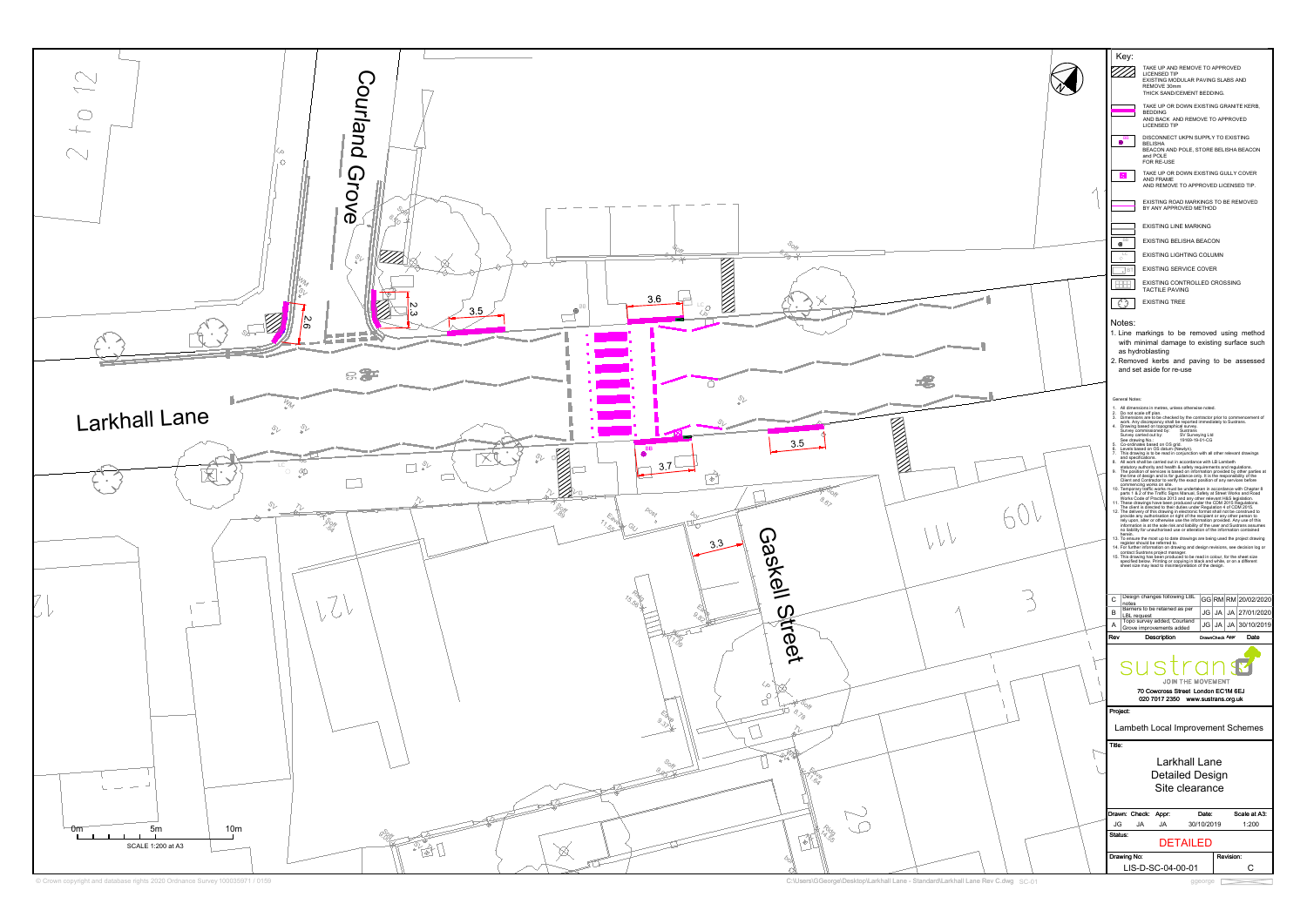Courland Grove

Larkhall Lane

Gaskell Street

2.6

2.3

3.5

3.6

3.7

3.5

3.3

0m 5m 10m

SCALE 1:200 at A3

## Key:

- TAKE UP AND REMOVE TO APPROVED LICENSED TIP EXISTING MODULAR PAVING SLABS AND REMOVE 30mm THICK SAND/CEMENT BEDDING.
- TAKE UP OR DOWN EXISTING GRANITE KERB, BEDDING AND BACK AND REMOVE TO APPROVED LICENSED TIP
- DISCONNECT UKPN SUPPLY TO EXISTING BELISHA BEACON AND POLE, STORE BELISHA BEACON and POLE FOR RE-USE
- TAKE UP OR DOWN EXISTING GULLY COVER AND FRAME AND REMOVE TO APPROVED LICENSED TIP.
- EXISTING ROAD MARKINGS TO BE REMOVED BY ANY APPROVED METHOD
- EXISTING LINE MARKING
- EXISTING BELISHA BEACON
- EXISTING LIGHTING COLUMN
- EXISTING SERVICE COVER
- EXISTING CONTROLLED CROSSING TACTILE PAVING
- EXISTING TREE

## Notes:

1. Line markings to be removed using method with minimal damage to existing surface such as hydroblasting
2. Removed kerbs and paving to be assessed and set aside for re-use

### General Notes:

1. All dimensions in metres, unless otherwise noted.
2. Do not scale off plan.
3. Dimensions are to be checked by the contractor prior to commencement of work. Any discrepancy shall be reported immediately to Sustrans.
4. Drawing based on topographical survey.
   Survey commissioned by: Sustrans
   Survey carried out by: SV Surveying Ltd
   See drawing No.: 19169-19-01-CG
5. Co-ordinates based on OS grid.
6. Levels based on OS datum (Newlyn).
7. This drawing is to be read in conjunction with all other relevant drawings and specifications.
8. All work shall be carried out in accordance with LB Lambeth statutory authority and health & safety requirements and regulations.
9. The position of services is based on information provided by other parties at the time of design and is for guidance only. It is the responsibility of the Client and Contractor to verify the exact position of any services before commencing works on site.
10. Temporary traffic works must be undertaken in accordance with Chapter 8 parts 1 & 2 of the Traffic Signs Manual, Safety at Street Works and Road Works Code of Practice 2013 and any other relevant H&S legislation.
11. These drawings have been produced under the CDM 2015 Regulations. The client is directed to their duties under Regulation 4 of CDM 2015.
12. The delivery of this drawing in electronic format shall not be construed to provide any authorisation or right of the recipient or any other person to rely upon, alter or otherwise use the information provided. Any use of this information is at the sole risk and liability of the user and Sustrans assumes no liability for unauthorised use or alteration of the information contained herein.
13. To ensure the most up to date drawings are being used the project drawing register should be referred to.
14. For further information on drawing and design revisions, see decision log or contact Sustrans project manager.
15. This drawing has been produced to be read in colour, for the sheet size specified below. Printing or copying in black and white, or on a different sheet size may lead to misinterpretation of the design.

| Rev | Description | Drawn | Check | Appr | Date |
|---|---|---|---|---|---|
| C | Design changes following LBL notes | GG | RM | RM | 20/02/2020 |
| B | Barriers to be retained as per LBL request | JG | JA | JA | 27/01/2020 |
| A | Topo survey added, Courland Grove improvements added | JG | JA | JA | 30/10/2019 |

**sustrans** JOIN THE MOVEMENT

70 Cowcross Street London EC1M 6EJ
020 7017 2350 www.sustrans.org.uk

**Project:** Lambeth Local Improvement Schemes

**Title:** Larkhall Lane Detailed Design Site clearance

| Drawn: | Check: | Appr: | Date: | Scale at A3: |
|---|---|---|---|---|
| JG | JA | JA | 30/10/2019 | 1:200 |

**Status:** DETAILED

**Drawing No:** LIS-D-SC-04-00-01 **Revision:** C

© Crown copyright and database rights 2020 Ordnance Survey 100035971 / 0159

C:\Users\GGeorge\Desktop\Larkhall Lane - Standard\Larkhall Lane Rev C.dwg SC-01 ggeorge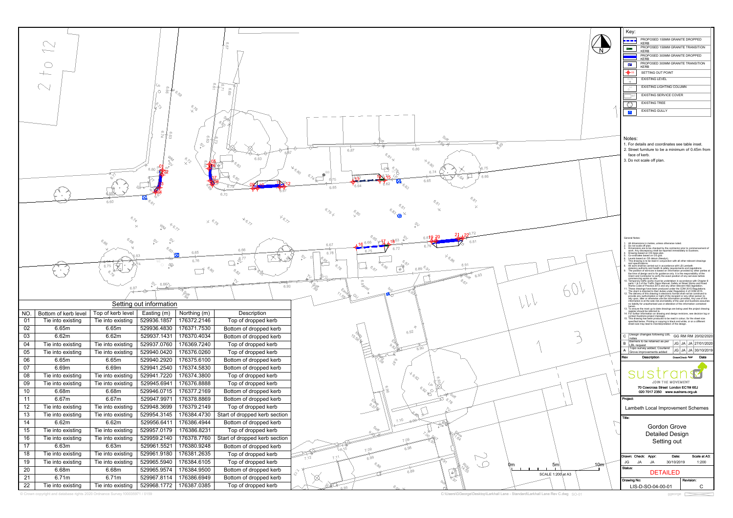## Setting out information

| NO. | Bottom of kerb level | Top of kerb level | Easting (m) | Northing (m) | Description |
|---|---|---|---|---|---|
| 01 | Tie into existing | Tie into existing | 529936.1857 | 176372.2146 | Top of dropped kerb |
| 02 | 6.65m | 6.65m | 529936.4830 | 176371.7530 | Bottom of dropped kerb |
| 03 | 6.62m | 6.62m | 529937.1431 | 176370.4034 | Bottom of dropped kerb |
| 04 | Tie into existing | Tie into existing | 529937.0760 | 176369.7240 | Top of dropped kerb |
| 05 | Tie into existing | Tie into existing | 529940.0420 | 176376.0260 | Top of dropped kerb |
| 06 | 6.65m | 6.65m | 529940.2920 | 176375.6100 | Bottom of dropped kerb |
| 07 | 6.69m | 6.69m | 529941.2540 | 176374.5830 | Bottom of dropped kerb |
| 08 | Tie into existing | Tie into existing | 529941.7220 | 176374.3800 | Top of dropped kerb |
| 09 | Tie into existing | Tie into existing | 529945.6941 | 176376.8888 | Top of dropped kerb |
| 10 | 6.68m | 6.68m | 529946.0715 | 176377.2169 | Bottom of dropped kerb |
| 11 | 6.67m | 6.67m | 529947.9971 | 176378.8869 | Bottom of dropped kerb |
| 12 | Tie into existing | Tie into existing | 529948.3699 | 176379.2149 | Top of dropped kerb |
| 13 | Tie into existing | Tie into existing | 529954.3145 | 176384.4730 | Start of dropped kerb section |
| 14 | 6.62m | 6.62m | 529956.6411 | 176386.4944 | Bottom of dropped kerb |
| 15 | Tie into existing | Tie into existing | 529957.0179 | 176386.8231 | Top of dropped kerb |
| 16 | Tie into existing | Tie into existing | 529959.2140 | 176378.7760 | Start of dropped kerb section |
| 17 | 6.63m | 6.63m | 529961.5521 | 176380.9248 | Bottom of dropped kerb |
| 18 | Tie into existing | Tie into existing | 529961.9180 | 176381.2635 | Top of dropped kerb |
| 19 | Tie into existing | Tie into existing | 529965.5940 | 176384.6105 | Top of dropped kerb |
| 20 | 6.68m | 6.68m | 529965.9574 | 176384.9500 | Bottom of dropped kerb |
| 21 | 6.71m | 6.71m | 529967.8114 | 176386.6949 | Bottom of dropped kerb |
| 22 | Tie into existing | Tie into existing | 529968.1772 | 176387.0385 | Top of dropped kerb |

### Key:
- PROPOSED 150MM GRANITE DROPPED KERB
- PROPOSED 150MM GRANITE TRANSITION KERB
- PROPOSED 300MM GRANITE DROPPED KERB
- PROPOSED 300MM GRANITE TRANSITION KERB
- SETTING OUT POINT
- EXISTING LEVEL
- EXISTING LIGHTING COLUMN
- EXISTING SERVICE COVER
- EXISTING TREE
- EXISTING GULLY

### Notes:
1. For details and coordinates see table inset.
2. Street furniture to be a minimum of 0.45m from face of kerb.
3. Do not scale off plan.

### General Notes:
1. All dimensions in metres, unless otherwise noted.
2. Do not scale off plan.
3. Dimensions are to be checked by the contractor prior to commencement of work. Any discrepancy shall be reported immediately to Sustrans.
4. Drawing based on OS base plan.
5. Co-ordinates based on OS grid.
6. Levels based on OS datum (Newlyn).
7. This drawing is to be read in conjunction with all other relevant drawings and specifications.
8. All work shall be carried out in accordance with LB Lambeth statutory authority and health & safety requirements and regulations.
9. The position of services is based on information provided by other parties at the time of design and is for guidance only. It is the responsibility of the Client and Contractor to verify the exact position of any services before commencing works on site.
10. Temporary traffic works must be undertaken in accordance with Chapter 8 parts 1 & 2 of the Traffic Signs Manual, Safety at Street Works and Road Works Code of Practice 2013 and any other relevant H&S legislation.
11. These drawings have been produced under the CDM 2015 Regulations. The client is directed to their duties under Regulation 4 of CDM 2015.
12. The delivery of this drawing in electronic format shall not be construed to provide any authorisation or right of the recipient or any other person to rely upon, alter or otherwise use the information provided. Any use of this information is at the sole risk and liability of the user and Sustrans assumes no liability for unauthorised use or alteration of the information contained herein.
13. To ensure the most up to date drawings are being used the project drawing register should be referred to.
14. For further information on drawing and design revisions, see decision log or contact Sustrans project manager.
15. This drawing has been produced to be read in colour, for the sheet size specified below. Printing or copying in black and white, or on a different sheet size may lead to misinterpretation of the design.

| Rev | Description | Drawn | Check | App | Date |
|---|---|---|---|---|---|
| C | Design changes following LSL notes | GG | RM | RM | 20/02/2020 |
| B | Barriers to be retained as per LBL request | JG | JA | JA | 27/01/2020 |
| A | Topo survey added, Courtland Grove improvements added | JG | JA | JA | 30/10/2019 |

sustrans
JOIN THE MOVEMENT
70 Cowcross Street London EC1M 6EJ
020 7017 2350 www.sustrans.org.uk

Project: Lambeth Local Improvement Schemes

Title: Gordon Grove Detailed Design Setting out

| Drawn: | Check: | Appr: | Date: | Scale at A3: |
|---|---|---|---|---|
| JG | JA | JA | 30/10/2019 | 1:200 |

Status: DETAILED

Drawing No: LIS-D-SO-04-00-01

Revision: C

SCALE 1:200 at A3

© Crown copyright and database rights 2020 Ordnance Survey 100035971 / 0159

C:\Users\GGeorge\Desktop\Larkhall Lane - Standard\Larkhall Lane Rev C.dwg SO-01